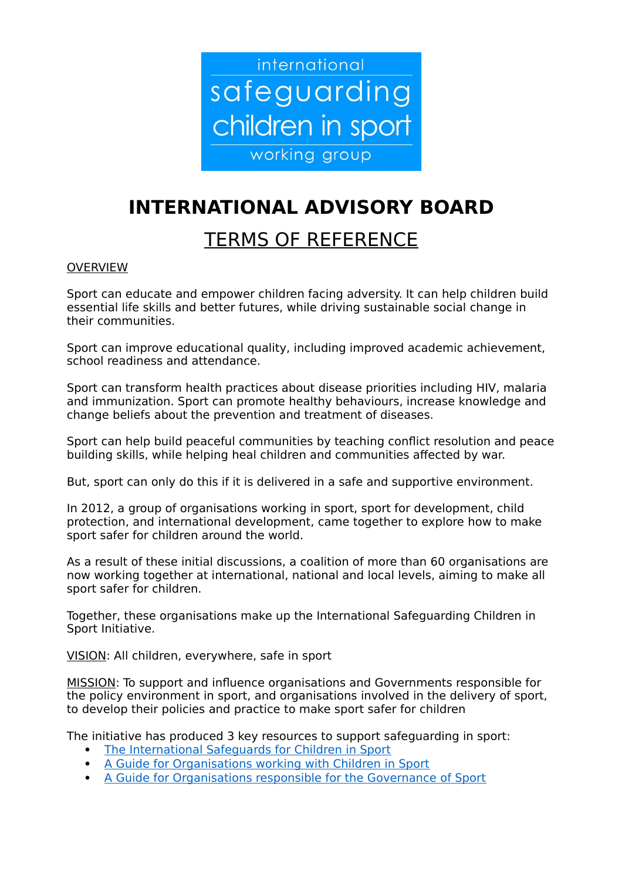international
safeguarding
children in sport
working group

# INTERNATIONAL ADVISORY BOARD

## TERMS OF REFERENCE

OVERVIEW

Sport can educate and empower children facing adversity. It can help children build essential life skills and better futures, while driving sustainable social change in their communities.

Sport can improve educational quality, including improved academic achievement, school readiness and attendance.

Sport can transform health practices about disease priorities including HIV, malaria and immunization. Sport can promote healthy behaviours, increase knowledge and change beliefs about the prevention and treatment of diseases.

Sport can help build peaceful communities by teaching conflict resolution and peace building skills, while helping heal children and communities affected by war.

But, sport can only do this if it is delivered in a safe and supportive environment.

In 2012, a group of organisations working in sport, sport for development, child protection, and international development, came together to explore how to make sport safer for children around the world.

As a result of these initial discussions, a coalition of more than 60 organisations are now working together at international, national and local levels, aiming to make all sport safer for children.

Together, these organisations make up the International Safeguarding Children in Sport Initiative.

VISION: All children, everywhere, safe in sport

MISSION: To support and influence organisations and Governments responsible for the policy environment in sport, and organisations involved in the delivery of sport, to develop their policies and practice to make sport safer for children

The initiative has produced 3 key resources to support safeguarding in sport:

- The International Safeguards for Children in Sport
- A Guide for Organisations working with Children in Sport
- A Guide for Organisations responsible for the Governance of Sport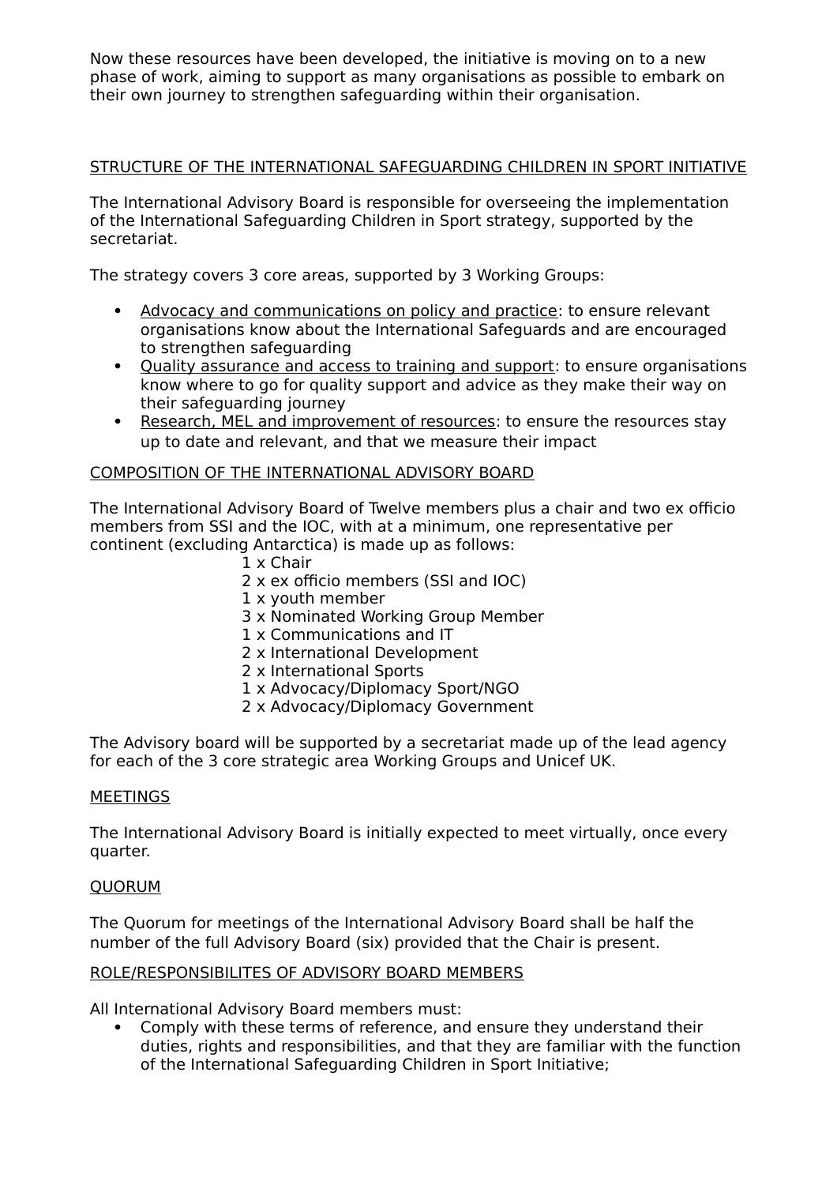Now these resources have been developed, the initiative is moving on to a new phase of work, aiming to support as many organisations as possible to embark on their own journey to strengthen safeguarding within their organisation.

## STRUCTURE OF THE INTERNATIONAL SAFEGUARDING CHILDREN IN SPORT INITIATIVE

The International Advisory Board is responsible for overseeing the implementation of the International Safeguarding Children in Sport strategy, supported by the secretariat.

The strategy covers 3 core areas, supported by 3 Working Groups:

- Advocacy and communications on policy and practice: to ensure relevant organisations know about the International Safeguards and are encouraged to strengthen safeguarding
- Quality assurance and access to training and support: to ensure organisations know where to go for quality support and advice as they make their way on their safeguarding journey
- Research, MEL and improvement of resources: to ensure the resources stay up to date and relevant, and that we measure their impact

## COMPOSITION OF THE INTERNATIONAL ADVISORY BOARD

The International Advisory Board of Twelve members plus a chair and two ex officio members from SSI and the IOC, with at a minimum, one representative per continent (excluding Antarctica) is made up as follows:

1 x Chair
2 x ex officio members (SSI and IOC)
1 x youth member
3 x Nominated Working Group Member
1 x Communications and IT
2 x International Development
2 x International Sports
1 x Advocacy/Diplomacy Sport/NGO
2 x Advocacy/Diplomacy Government

The Advisory board will be supported by a secretariat made up of the lead agency for each of the 3 core strategic area Working Groups and Unicef UK.

## MEETINGS

The International Advisory Board is initially expected to meet virtually, once every quarter.

## QUORUM

The Quorum for meetings of the International Advisory Board shall be half the number of the full Advisory Board (six) provided that the Chair is present.

## ROLE/RESPONSIBILITES OF ADVISORY BOARD MEMBERS

All International Advisory Board members must:

- Comply with these terms of reference, and ensure they understand their duties, rights and responsibilities, and that they are familiar with the function of the International Safeguarding Children in Sport Initiative;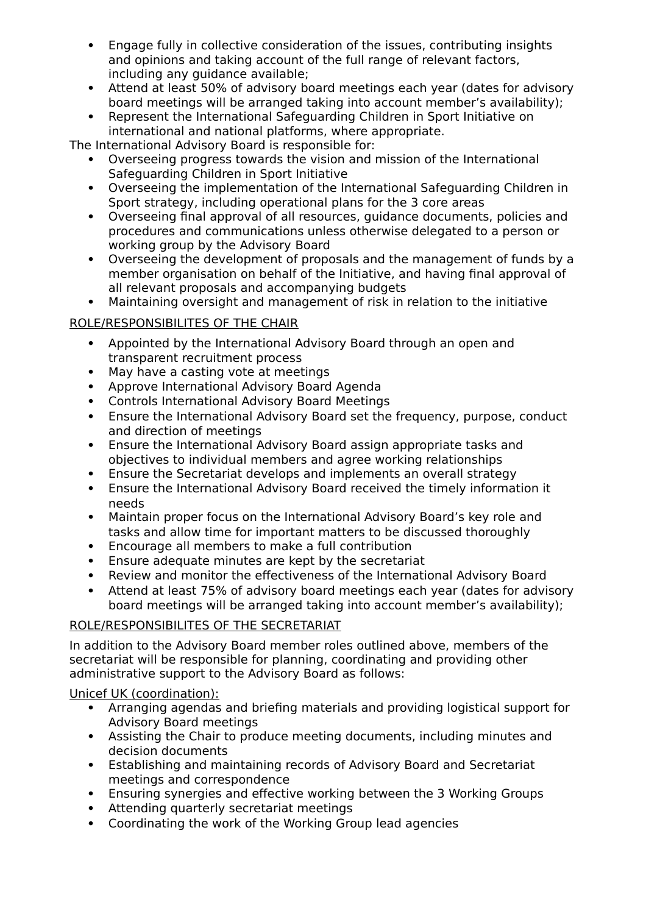- Engage fully in collective consideration of the issues, contributing insights and opinions and taking account of the full range of relevant factors, including any guidance available;
- Attend at least 50% of advisory board meetings each year (dates for advisory board meetings will be arranged taking into account member's availability);
- Represent the International Safeguarding Children in Sport Initiative on international and national platforms, where appropriate.

The International Advisory Board is responsible for:

- Overseeing progress towards the vision and mission of the International Safeguarding Children in Sport Initiative
- Overseeing the implementation of the International Safeguarding Children in Sport strategy, including operational plans for the 3 core areas
- Overseeing final approval of all resources, guidance documents, policies and procedures and communications unless otherwise delegated to a person or working group by the Advisory Board
- Overseeing the development of proposals and the management of funds by a member organisation on behalf of the Initiative, and having final approval of all relevant proposals and accompanying budgets
- Maintaining oversight and management of risk in relation to the initiative

<u>ROLE/RESPONSIBILITES OF THE CHAIR</u>

- Appointed by the International Advisory Board through an open and transparent recruitment process
- May have a casting vote at meetings
- Approve International Advisory Board Agenda
- Controls International Advisory Board Meetings
- Ensure the International Advisory Board set the frequency, purpose, conduct and direction of meetings
- Ensure the International Advisory Board assign appropriate tasks and objectives to individual members and agree working relationships
- Ensure the Secretariat develops and implements an overall strategy
- Ensure the International Advisory Board received the timely information it needs
- Maintain proper focus on the International Advisory Board's key role and tasks and allow time for important matters to be discussed thoroughly
- Encourage all members to make a full contribution
- Ensure adequate minutes are kept by the secretariat
- Review and monitor the effectiveness of the International Advisory Board
- Attend at least 75% of advisory board meetings each year (dates for advisory board meetings will be arranged taking into account member's availability);

<u>ROLE/RESPONSIBILITES OF THE SECRETARIAT</u>

In addition to the Advisory Board member roles outlined above, members of the secretariat will be responsible for planning, coordinating and providing other administrative support to the Advisory Board as follows:

<u>Unicef UK (coordination):</u>

- Arranging agendas and briefing materials and providing logistical support for Advisory Board meetings
- Assisting the Chair to produce meeting documents, including minutes and decision documents
- Establishing and maintaining records of Advisory Board and Secretariat meetings and correspondence
- Ensuring synergies and effective working between the 3 Working Groups
- Attending quarterly secretariat meetings
- Coordinating the work of the Working Group lead agencies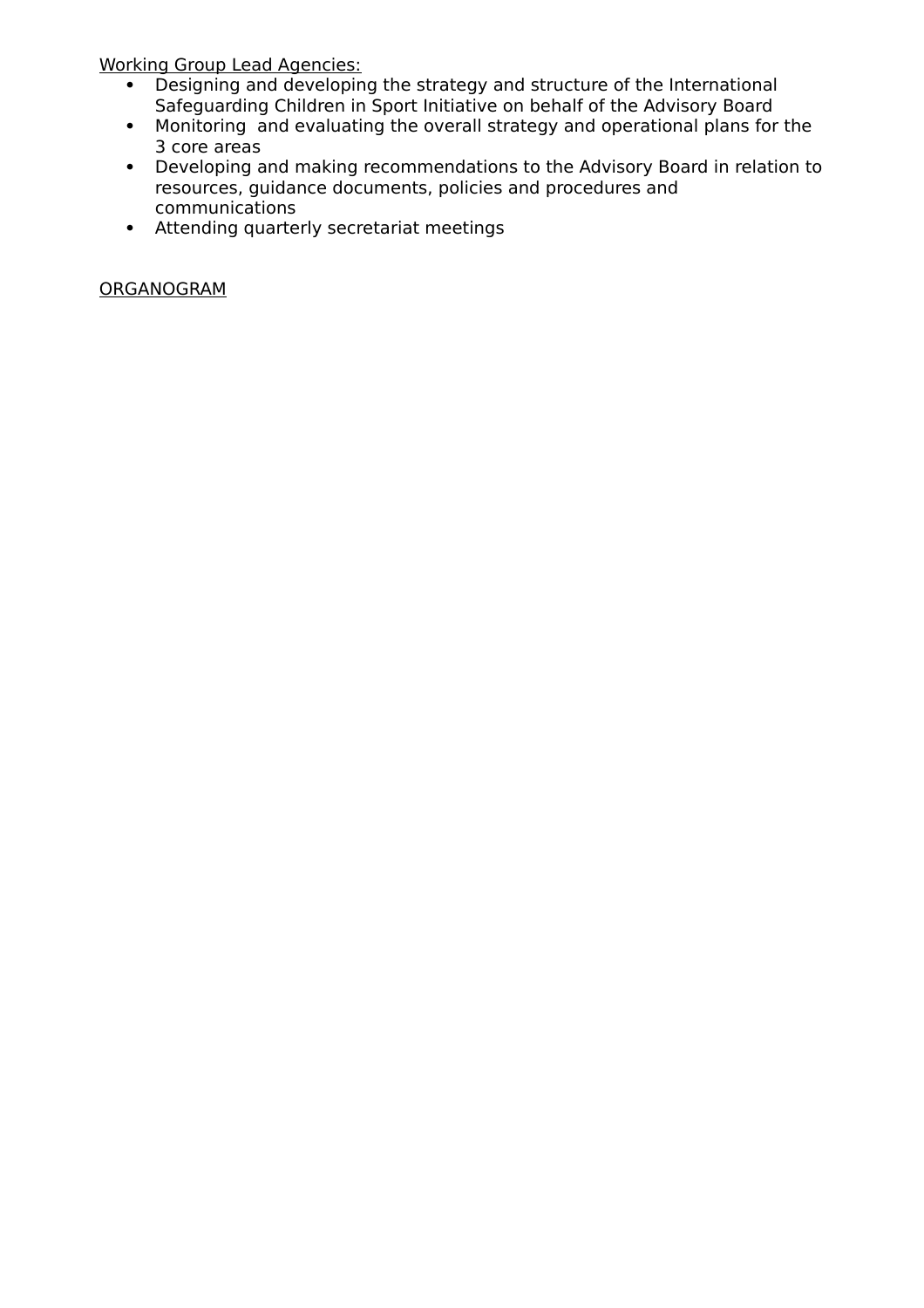Working Group Lead Agencies:

- Designing and developing the strategy and structure of the International Safeguarding Children in Sport Initiative on behalf of the Advisory Board
- Monitoring and evaluating the overall strategy and operational plans for the 3 core areas
- Developing and making recommendations to the Advisory Board in relation to resources, guidance documents, policies and procedures and communications
- Attending quarterly secretariat meetings

ORGANOGRAM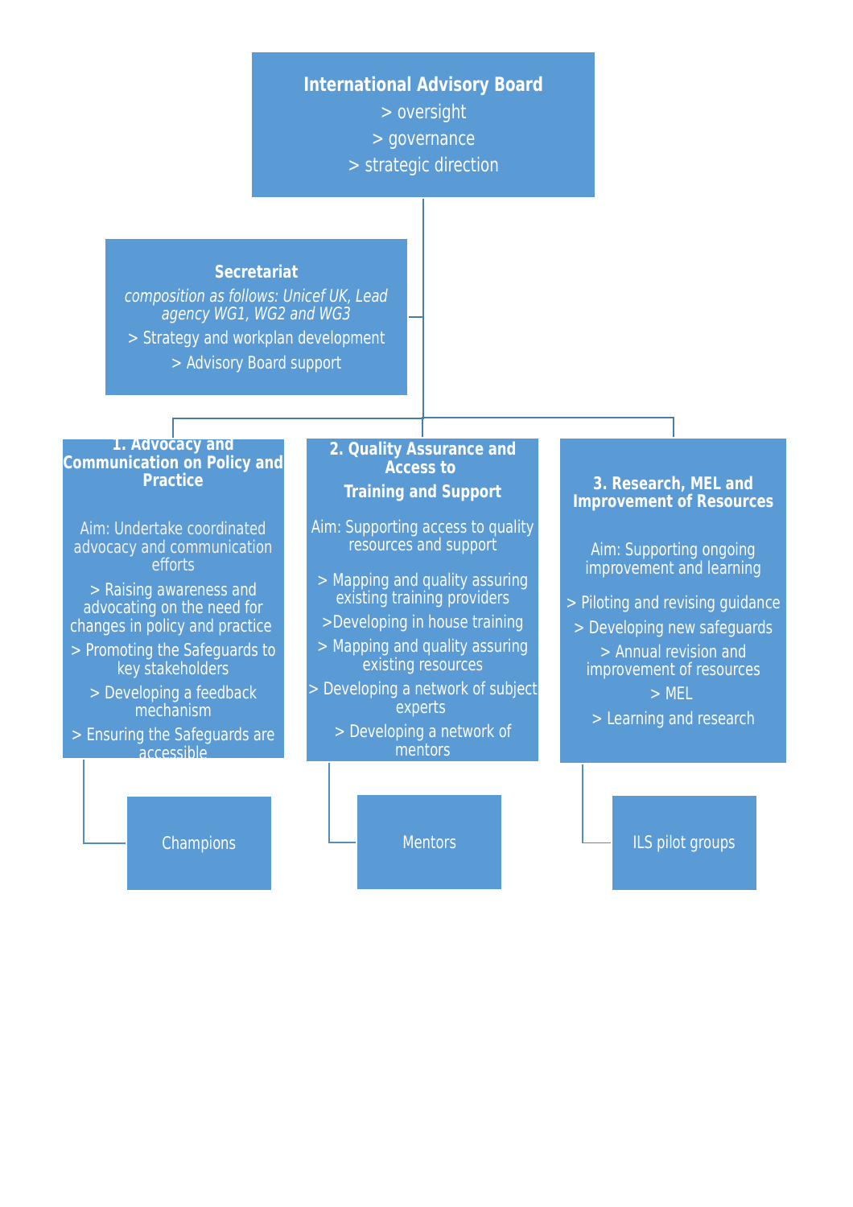**International Advisory Board**

> oversight

> governance

> strategic direction

**Secretariat**

*composition as follows: Unicef UK, Lead agency WG1, WG2 and WG3*

> Strategy and workplan development

> Advisory Board support

**1. Advocacy and Communication on Policy and Practice**

Aim: Undertake coordinated advocacy and communication efforts

> Raising awareness and advocating on the need for changes in policy and practice

> Promoting the Safeguards to key stakeholders

> Developing a feedback mechanism

> Ensuring the Safeguards are accessible

Champions

**2. Quality Assurance and Access to Training and Support**

Aim: Supporting access to quality resources and support

> Mapping and quality assuring existing training providers

>Developing in house training

> Mapping and quality assuring existing resources

> Developing a network of subject experts

> Developing a network of mentors

Mentors

**3. Research, MEL and Improvement of Resources**

Aim: Supporting ongoing improvement and learning

> Piloting and revising guidance

> Developing new safeguards

> Annual revision and improvement of resources

> MEL

> Learning and research

ILS pilot groups